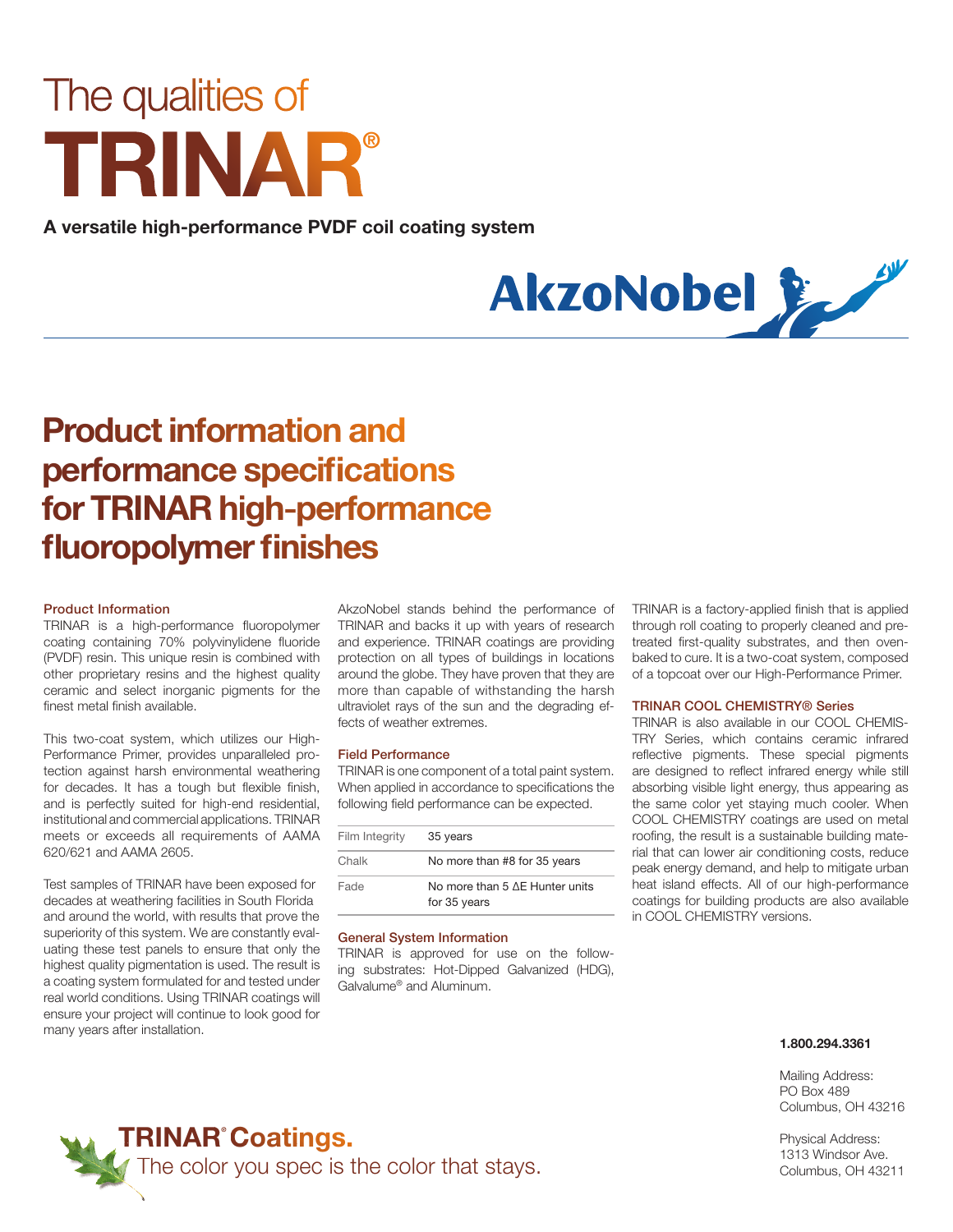# The qualities of TRINAR®

**A versatile high-performance PVDF coil coating system**

AkzoNobel

## Product information and performance specifications for TRINAR high-performance fluoropolymer finishes

### Product Information

TRINAR is a high-performance fluoropolymer coating containing 70% polyvinylidene fluoride (PVDF) resin. This unique resin is combined with other proprietary resins and the highest quality ceramic and select inorganic pigments for the finest metal finish available.

This two-coat system, which utilizes our High-Performance Primer, provides unparalleled protection against harsh environmental weathering for decades. It has a tough but flexible finish, and is perfectly suited for high-end residential, institutional and commercial applications. TRINAR meets or exceeds all requirements of AAMA 620/621 and AAMA 2605.

Test samples of TRINAR have been exposed for decades at weathering facilities in South Florida and around the world, with results that prove the superiority of this system. We are constantly evaluating these test panels to ensure that only the highest quality pigmentation is used. The result is a coating system formulated for and tested under real world conditions. Using TRINAR coatings will ensure your project will continue to look good for many years after installation.

AkzoNobel stands behind the performance of TRINAR and backs it up with years of research and experience. TRINAR coatings are providing protection on all types of buildings in locations around the globe. They have proven that they are more than capable of withstanding the harsh ultraviolet rays of the sun and the degrading effects of weather extremes.

### Field Performance

TRINAR is one component of a total paint system. When applied in accordance to specifications the following field performance can be expected.

| | |
|---|---|
| Film Integrity | 35 years |
| Chalk | No more than #8 for 35 years |
| Fade | No more than 5 ΔE Hunter units for 35 years |

### General System Information

TRINAR is approved for use on the following substrates: Hot-Dipped Galvanized (HDG), Galvalume® and Aluminum.

TRINAR is a factory-applied finish that is applied through roll coating to properly cleaned and pretreated first-quality substrates, and then oven-baked to cure. It is a two-coat system, composed of a topcoat over our High-Performance Primer.

### TRINAR COOL CHEMISTRY® Series

TRINAR is also available in our COOL CHEMISTRY Series, which contains ceramic infrared reflective pigments. These special pigments are designed to reflect infrared energy while still absorbing visible light energy, thus appearing as the same color yet staying much cooler. When COOL CHEMISTRY coatings are used on metal roofing, the result is a sustainable building material that can lower air conditioning costs, reduce peak energy demand, and help to mitigate urban heat island effects. All of our high-performance coatings for building products are also available in COOL CHEMISTRY versions.

**1.800.294.3361**

Mailing Address:
PO Box 489
Columbus, OH 43216

Physical Address:
1313 Windsor Ave.
Columbus, OH 43211

**TRINAR® Coatings.**
The color you spec is the color that stays.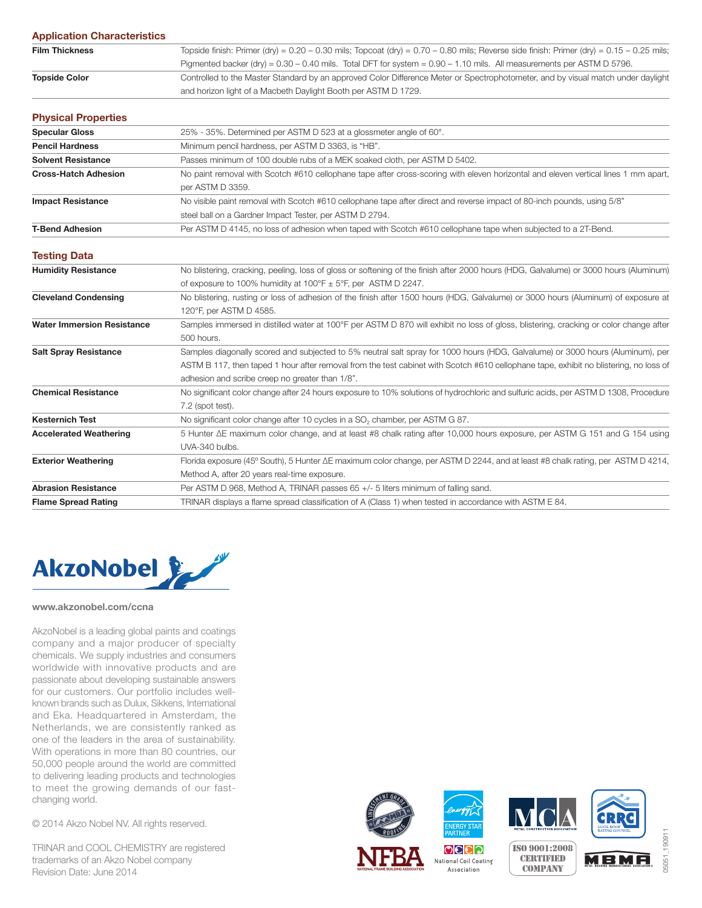## Application Characteristics

| | |
|---|---|
| **Film Thickness** | Topside finish: Primer (dry) = 0.20 – 0.30 mils; Topcoat (dry) = 0.70 – 0.80 mils; Reverse side finish: Primer (dry) = 0.15 – 0.25 mils; Pigmented backer (dry) = 0.30 – 0.40 mils. Total DFT for system = 0.90 – 1.10 mils. All measurements per ASTM D 5796. |
| **Topside Color** | Controlled to the Master Standard by an approved Color Difference Meter or Spectrophotometer, and by visual match under daylight and horizon light of a Macbeth Daylight Booth per ASTM D 1729. |

## Physical Properties

| | |
|---|---|
| **Specular Gloss** | 25% - 35%. Determined per ASTM D 523 at a glossmeter angle of 60°. |
| **Pencil Hardness** | Minimum pencil hardness, per ASTM D 3363, is "HB". |
| **Solvent Resistance** | Passes minimum of 100 double rubs of a MEK soaked cloth, per ASTM D 5402. |
| **Cross-Hatch Adhesion** | No paint removal with Scotch #610 cellophane tape after cross-scoring with eleven horizontal and eleven vertical lines 1 mm apart, per ASTM D 3359. |
| **Impact Resistance** | No visible paint removal with Scotch #610 cellophane tape after direct and reverse impact of 80-inch pounds, using 5/8" steel ball on a Gardner Impact Tester, per ASTM D 2794. |
| **T-Bend Adhesion** | Per ASTM D 4145, no loss of adhesion when taped with Scotch #610 cellophane tape when subjected to a 2T-Bend. |

## Testing Data

| | |
|---|---|
| **Humidity Resistance** | No blistering, cracking, peeling, loss of gloss or softening of the finish after 2000 hours (HDG, Galvalume) or 3000 hours (Aluminum) of exposure to 100% humidity at 100°F ± 5°F, per ASTM D 2247. |
| **Cleveland Condensing** | No blistering, rusting or loss of adhesion of the finish after 1500 hours (HDG, Galvalume) or 3000 hours (Aluminum) of exposure at 120°F, per ASTM D 4585. |
| **Water Immersion Resistance** | Samples immersed in distilled water at 100°F per ASTM D 870 will exhibit no loss of gloss, blistering, cracking or color change after 500 hours. |
| **Salt Spray Resistance** | Samples diagonally scored and subjected to 5% neutral salt spray for 1000 hours (HDG, Galvalume) or 3000 hours (Aluminum), per ASTM B 117, then taped 1 hour after removal from the test cabinet with Scotch #610 cellophane tape, exhibit no blistering, no loss of adhesion and scribe creep no greater than 1/8". |
| **Chemical Resistance** | No significant color change after 24 hours exposure to 10% solutions of hydrochloric and sulfuric acids, per ASTM D 1308, Procedure 7.2 (spot test). |
| **Kesternich Test** | No significant color change after 10 cycles in a $SO_2$ chamber, per ASTM G 87. |
| **Accelerated Weathering** | 5 Hunter ΔE maximum color change, and at least #8 chalk rating after 10,000 hours exposure, per ASTM G 151 and G 154 using UVA-340 bulbs. |
| **Exterior Weathering** | Florida exposure (45º South), 5 Hunter ΔE maximum color change, per ASTM D 2244, and at least #8 chalk rating, per ASTM D 4214, Method A, after 20 years real-time exposure. |
| **Abrasion Resistance** | Per ASTM D 968, Method A, TRINAR passes 65 +/- 5 liters minimum of falling sand. |
| **Flame Spread Rating** | TRINAR displays a flame spread classification of A (Class 1) when tested in accordance with ASTM E 84. |

AkzoNobel

**www.akzonobel.com/ccna**

AkzoNobel is a leading global paints and coatings company and a major producer of specialty chemicals. We supply industries and consumers worldwide with innovative products and are passionate about developing sustainable answers for our customers. Our portfolio includes well-known brands such as Dulux, Sikkens, International and Eka. Headquartered in Amsterdam, the Netherlands, we are consistently ranked as one of the leaders in the area of sustainability. With operations in more than 80 countries, our 50,000 people around the world are committed to delivering leading products and technologies to meet the growing demands of our fast-changing world.

© 2014 Akzo Nobel NV. All rights reserved.

TRINAR and COOL CHEMISTRY are registered trademarks of an Akzo Nobel company
Revision Date: June 2014

Investment Grade Roofing · Energy Star Partner · MCA Metal Construction Association · CRRC Cool Roof Rating Council · NFBA National Frame Building Association · National Coil Coating Association · ISO 9001:2008 Certified Company · MBMA

05051_190911